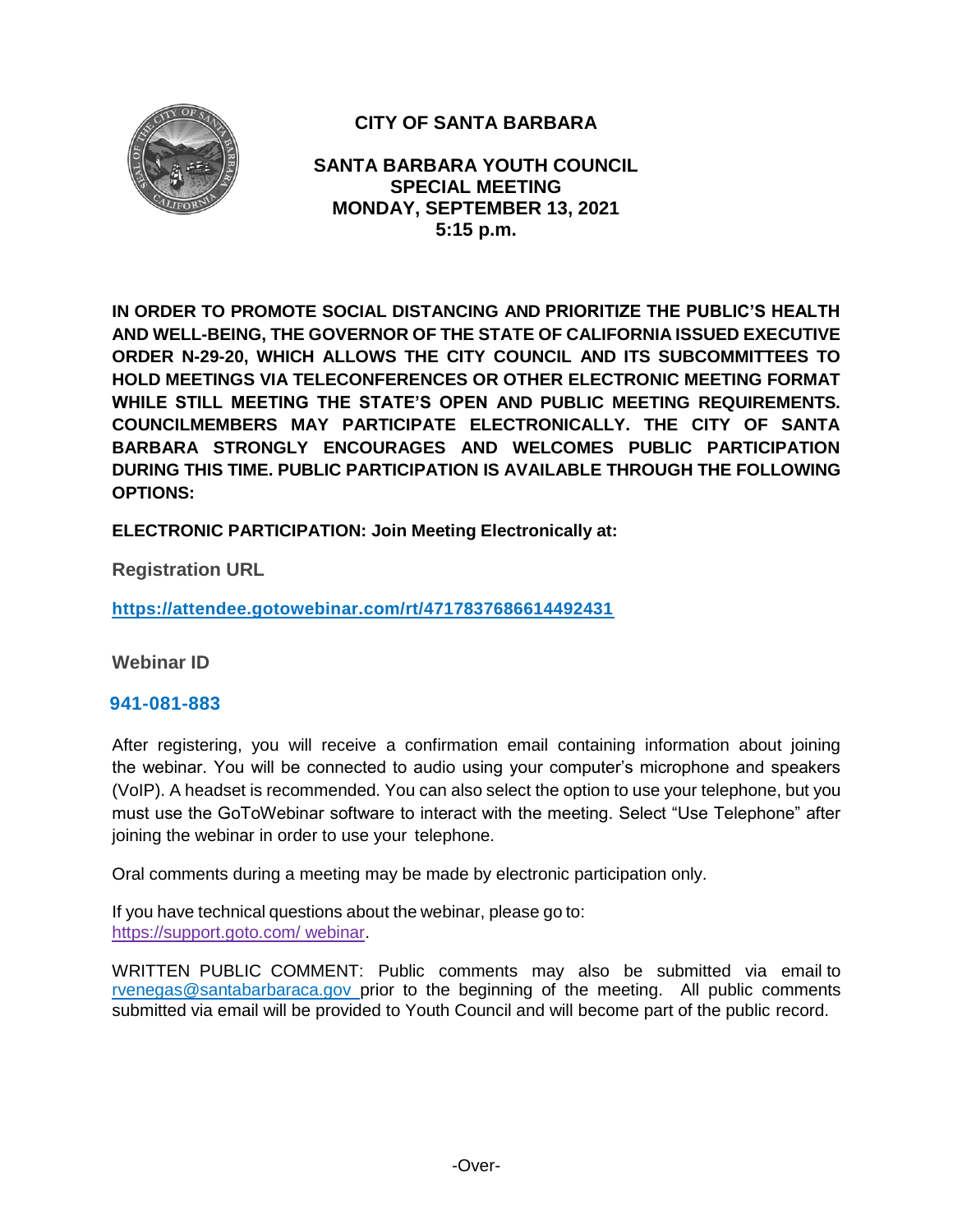# CITY OF SANTA BARBARA

## SANTA BARBARA YOUTH COUNCIL
## SPECIAL MEETING
## MONDAY, SEPTEMBER 13, 2021
## 5:15 p.m.

**IN ORDER TO PROMOTE SOCIAL DISTANCING AND PRIORITIZE THE PUBLIC'S HEALTH AND WELL-BEING, THE GOVERNOR OF THE STATE OF CALIFORNIA ISSUED EXECUTIVE ORDER N-29-20, WHICH ALLOWS THE CITY COUNCIL AND ITS SUBCOMMITTEES TO HOLD MEETINGS VIA TELECONFERENCES OR OTHER ELECTRONIC MEETING FORMAT WHILE STILL MEETING THE STATE'S OPEN AND PUBLIC MEETING REQUIREMENTS. COUNCILMEMBERS MAY PARTICIPATE ELECTRONICALLY. THE CITY OF SANTA BARBARA STRONGLY ENCOURAGES AND WELCOMES PUBLIC PARTICIPATION DURING THIS TIME. PUBLIC PARTICIPATION IS AVAILABLE THROUGH THE FOLLOWING OPTIONS:**

**ELECTRONIC PARTICIPATION: Join Meeting Electronically at:**

**Registration URL**

**https://attendee.gotowebinar.com/rt/4717837686614492431**

**Webinar ID**

**941-081-883**

After registering, you will receive a confirmation email containing information about joining the webinar. You will be connected to audio using your computer's microphone and speakers (VoIP). A headset is recommended. You can also select the option to use your telephone, but you must use the GoToWebinar software to interact with the meeting. Select "Use Telephone" after joining the webinar in order to use your telephone.

Oral comments during a meeting may be made by electronic participation only.

If you have technical questions about the webinar, please go to: https://support.goto.com/ webinar.

WRITTEN PUBLIC COMMENT: Public comments may also be submitted via email to rvenegas@santabarbaraca.gov prior to the beginning of the meeting. All public comments submitted via email will be provided to Youth Council and will become part of the public record.

-Over-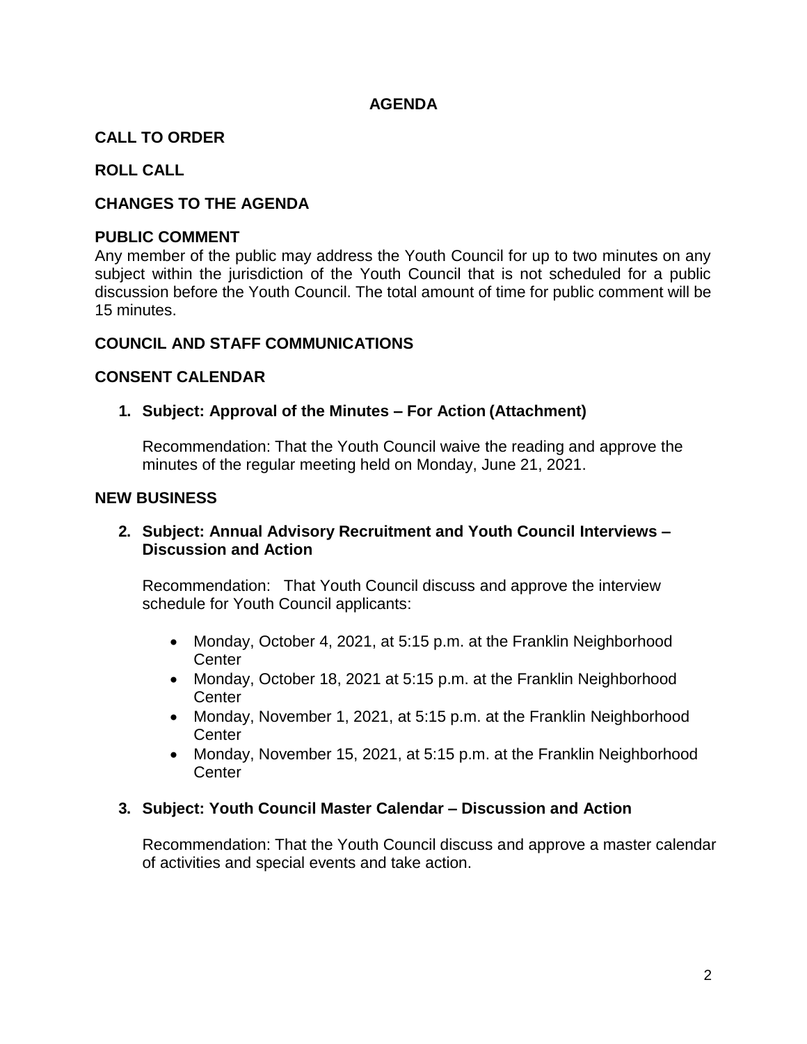# AGENDA

## CALL TO ORDER

## ROLL CALL

## CHANGES TO THE AGENDA

## PUBLIC COMMENT

Any member of the public may address the Youth Council for up to two minutes on any subject within the jurisdiction of the Youth Council that is not scheduled for a public discussion before the Youth Council. The total amount of time for public comment will be 15 minutes.

## COUNCIL AND STAFF COMMUNICATIONS

## CONSENT CALENDAR

**1. Subject: Approval of the Minutes – For Action (Attachment)**

Recommendation: That the Youth Council waive the reading and approve the minutes of the regular meeting held on Monday, June 21, 2021.

## NEW BUSINESS

**2. Subject: Annual Advisory Recruitment and Youth Council Interviews – Discussion and Action**

Recommendation: That Youth Council discuss and approve the interview schedule for Youth Council applicants:

- Monday, October 4, 2021, at 5:15 p.m. at the Franklin Neighborhood Center
- Monday, October 18, 2021 at 5:15 p.m. at the Franklin Neighborhood Center
- Monday, November 1, 2021, at 5:15 p.m. at the Franklin Neighborhood Center
- Monday, November 15, 2021, at 5:15 p.m. at the Franklin Neighborhood Center

**3. Subject: Youth Council Master Calendar – Discussion and Action**

Recommendation: That the Youth Council discuss and approve a master calendar of activities and special events and take action.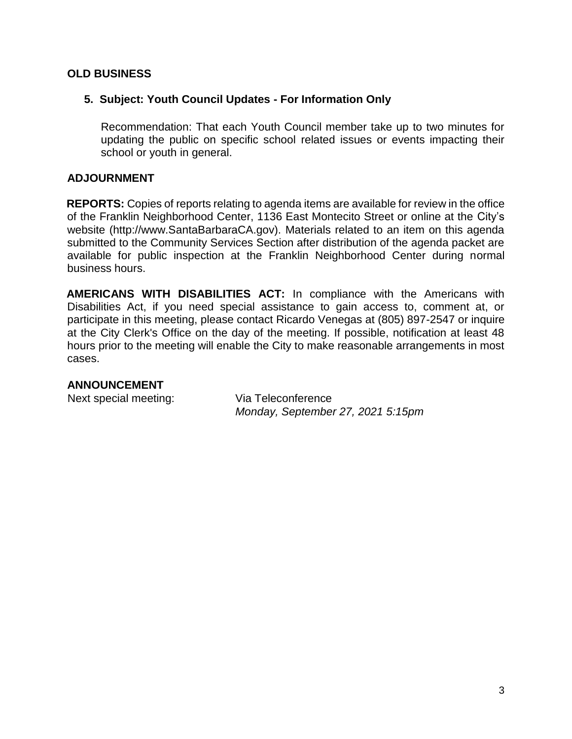## OLD BUSINESS

### 5. Subject: Youth Council Updates - For Information Only

Recommendation: That each Youth Council member take up to two minutes for updating the public on specific school related issues or events impacting their school or youth in general.

## ADJOURNMENT

**REPORTS:** Copies of reports relating to agenda items are available for review in the office of the Franklin Neighborhood Center, 1136 East Montecito Street or online at the City's website (http://www.SantaBarbaraCA.gov). Materials related to an item on this agenda submitted to the Community Services Section after distribution of the agenda packet are available for public inspection at the Franklin Neighborhood Center during normal business hours.

**AMERICANS WITH DISABILITIES ACT:** In compliance with the Americans with Disabilities Act, if you need special assistance to gain access to, comment at, or participate in this meeting, please contact Ricardo Venegas at (805) 897-2547 or inquire at the City Clerk's Office on the day of the meeting. If possible, notification at least 48 hours prior to the meeting will enable the City to make reasonable arrangements in most cases.

## ANNOUNCEMENT

Next special meeting: Via Teleconference
*Monday, September 27, 2021 5:15pm*